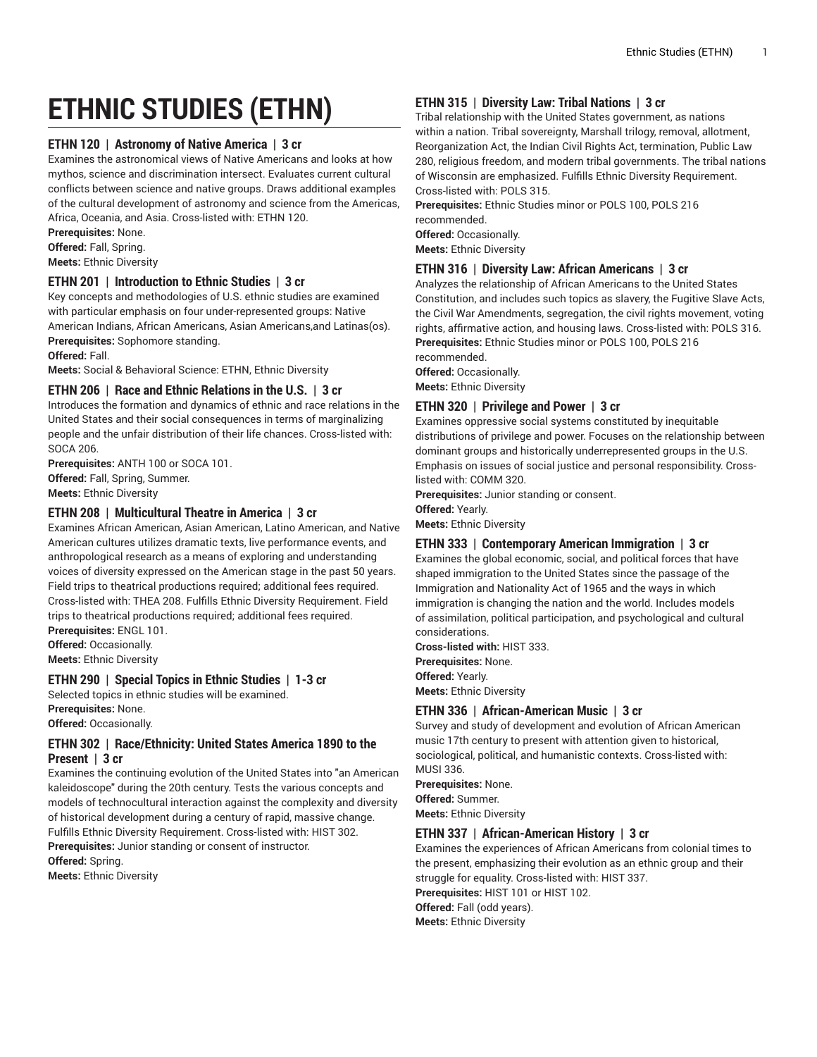# ETHNIC STUDIES (ETHN)

### ETHN 120 | Astronomy of Native America | 3 cr

Examines the astronomical views of Native Americans and looks at how mythos, science and discrimination intersect. Evaluates current cultural conflicts between science and native groups. Draws additional examples of the cultural development of astronomy and science from the Americas, Africa, Oceania, and Asia. Cross-listed with: ETHN 120.

**Prerequisites:** None.

**Offered:** Fall, Spring.

**Meets:** Ethnic Diversity

### ETHN 201 | Introduction to Ethnic Studies | 3 cr

Key concepts and methodologies of U.S. ethnic studies are examined with particular emphasis on four under-represented groups: Native American Indians, African Americans, Asian Americans,and Latinas(os).

**Prerequisites:** Sophomore standing.

**Offered:** Fall.

**Meets:** Social & Behavioral Science: ETHN, Ethnic Diversity

### ETHN 206 | Race and Ethnic Relations in the U.S. | 3 cr

Introduces the formation and dynamics of ethnic and race relations in the United States and their social consequences in terms of marginalizing people and the unfair distribution of their life chances. Cross-listed with: SOCA 206.

**Prerequisites:** ANTH 100 or SOCA 101.

**Offered:** Fall, Spring, Summer.

**Meets:** Ethnic Diversity

### ETHN 208 | Multicultural Theatre in America | 3 cr

Examines African American, Asian American, Latino American, and Native American cultures utilizes dramatic texts, live performance events, and anthropological research as a means of exploring and understanding voices of diversity expressed on the American stage in the past 50 years. Field trips to theatrical productions required; additional fees required. Cross-listed with: THEA 208. Fulfills Ethnic Diversity Requirement. Field trips to theatrical productions required; additional fees required.

**Prerequisites:** ENGL 101.

**Offered:** Occasionally.

**Meets:** Ethnic Diversity

### ETHN 290 | Special Topics in Ethnic Studies | 1-3 cr

Selected topics in ethnic studies will be examined.

**Prerequisites:** None.

**Offered:** Occasionally.

### ETHN 302 | Race/Ethnicity: United States America 1890 to the Present | 3 cr

Examines the continuing evolution of the United States into "an American kaleidoscope" during the 20th century. Tests the various concepts and models of technocultural interaction against the complexity and diversity of historical development during a century of rapid, massive change. Fulfills Ethnic Diversity Requirement. Cross-listed with: HIST 302.

**Prerequisites:** Junior standing or consent of instructor.

**Offered:** Spring.

**Meets:** Ethnic Diversity

### ETHN 315 | Diversity Law: Tribal Nations | 3 cr

Tribal relationship with the United States government, as nations within a nation. Tribal sovereignty, Marshall trilogy, removal, allotment, Reorganization Act, the Indian Civil Rights Act, termination, Public Law 280, religious freedom, and modern tribal governments. The tribal nations of Wisconsin are emphasized. Fulfills Ethnic Diversity Requirement. Cross-listed with: POLS 315.

**Prerequisites:** Ethnic Studies minor or POLS 100, POLS 216 recommended.

**Offered:** Occasionally.

**Meets:** Ethnic Diversity

### ETHN 316 | Diversity Law: African Americans | 3 cr

Analyzes the relationship of African Americans to the United States Constitution, and includes such topics as slavery, the Fugitive Slave Acts, the Civil War Amendments, segregation, the civil rights movement, voting rights, affirmative action, and housing laws. Cross-listed with: POLS 316.

**Prerequisites:** Ethnic Studies minor or POLS 100, POLS 216 recommended.

**Offered:** Occasionally.

**Meets:** Ethnic Diversity

### ETHN 320 | Privilege and Power | 3 cr

Examines oppressive social systems constituted by inequitable distributions of privilege and power. Focuses on the relationship between dominant groups and historically underrepresented groups in the U.S. Emphasis on issues of social justice and personal responsibility. Cross-listed with: COMM 320.

**Prerequisites:** Junior standing or consent.

**Offered:** Yearly.

**Meets:** Ethnic Diversity

### ETHN 333 | Contemporary American Immigration | 3 cr

Examines the global economic, social, and political forces that have shaped immigration to the United States since the passage of the Immigration and Nationality Act of 1965 and the ways in which immigration is changing the nation and the world. Includes models of assimilation, political participation, and psychological and cultural considerations.

**Cross-listed with:** HIST 333.

**Prerequisites:** None.

**Offered:** Yearly.

**Meets:** Ethnic Diversity

### ETHN 336 | African-American Music | 3 cr

Survey and study of development and evolution of African American music 17th century to present with attention given to historical, sociological, political, and humanistic contexts. Cross-listed with: MUSI 336.

**Prerequisites:** None.

**Offered:** Summer.

**Meets:** Ethnic Diversity

### ETHN 337 | African-American History | 3 cr

Examines the experiences of African Americans from colonial times to the present, emphasizing their evolution as an ethnic group and their struggle for equality. Cross-listed with: HIST 337.

**Prerequisites:** HIST 101 or HIST 102.

**Offered:** Fall (odd years).

**Meets:** Ethnic Diversity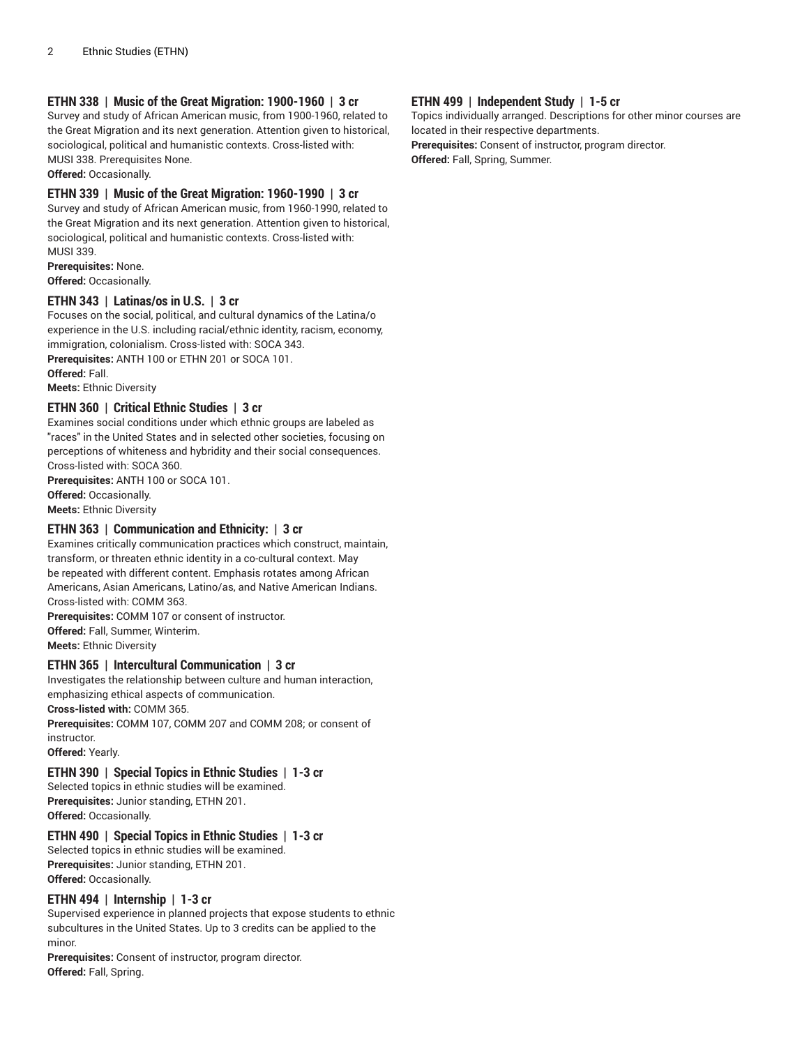### ETHN 338 | Music of the Great Migration: 1900-1960 | 3 cr

Survey and study of African American music, from 1900-1960, related to the Great Migration and its next generation. Attention given to historical, sociological, political and humanistic contexts. Cross-listed with: MUSI 338. Prerequisites None.
**Offered:** Occasionally.

### ETHN 339 | Music of the Great Migration: 1960-1990 | 3 cr

Survey and study of African American music, from 1960-1990, related to the Great Migration and its next generation. Attention given to historical, sociological, political and humanistic contexts. Cross-listed with: MUSI 339.
**Prerequisites:** None.
**Offered:** Occasionally.

### ETHN 343 | Latinas/os in U.S. | 3 cr

Focuses on the social, political, and cultural dynamics of the Latina/o experience in the U.S. including racial/ethnic identity, racism, economy, immigration, colonialism. Cross-listed with: SOCA 343.
**Prerequisites:** ANTH 100 or ETHN 201 or SOCA 101.
**Offered:** Fall.
**Meets:** Ethnic Diversity

### ETHN 360 | Critical Ethnic Studies | 3 cr

Examines social conditions under which ethnic groups are labeled as "races" in the United States and in selected other societies, focusing on perceptions of whiteness and hybridity and their social consequences. Cross-listed with: SOCA 360.
**Prerequisites:** ANTH 100 or SOCA 101.
**Offered:** Occasionally.
**Meets:** Ethnic Diversity

### ETHN 363 | Communication and Ethnicity: | 3 cr

Examines critically communication practices which construct, maintain, transform, or threaten ethnic identity in a co-cultural context. May be repeated with different content. Emphasis rotates among African Americans, Asian Americans, Latino/as, and Native American Indians. Cross-listed with: COMM 363.
**Prerequisites:** COMM 107 or consent of instructor.
**Offered:** Fall, Summer, Winterim.
**Meets:** Ethnic Diversity

### ETHN 365 | Intercultural Communication | 3 cr

Investigates the relationship between culture and human interaction, emphasizing ethical aspects of communication.
**Cross-listed with:** COMM 365.
**Prerequisites:** COMM 107, COMM 207 and COMM 208; or consent of instructor.
**Offered:** Yearly.

### ETHN 390 | Special Topics in Ethnic Studies | 1-3 cr

Selected topics in ethnic studies will be examined.
**Prerequisites:** Junior standing, ETHN 201.
**Offered:** Occasionally.

### ETHN 490 | Special Topics in Ethnic Studies | 1-3 cr

Selected topics in ethnic studies will be examined.
**Prerequisites:** Junior standing, ETHN 201.
**Offered:** Occasionally.

### ETHN 494 | Internship | 1-3 cr

Supervised experience in planned projects that expose students to ethnic subcultures in the United States. Up to 3 credits can be applied to the minor.
**Prerequisites:** Consent of instructor, program director.
**Offered:** Fall, Spring.

### ETHN 499 | Independent Study | 1-5 cr

Topics individually arranged. Descriptions for other minor courses are located in their respective departments.
**Prerequisites:** Consent of instructor, program director.
**Offered:** Fall, Spring, Summer.